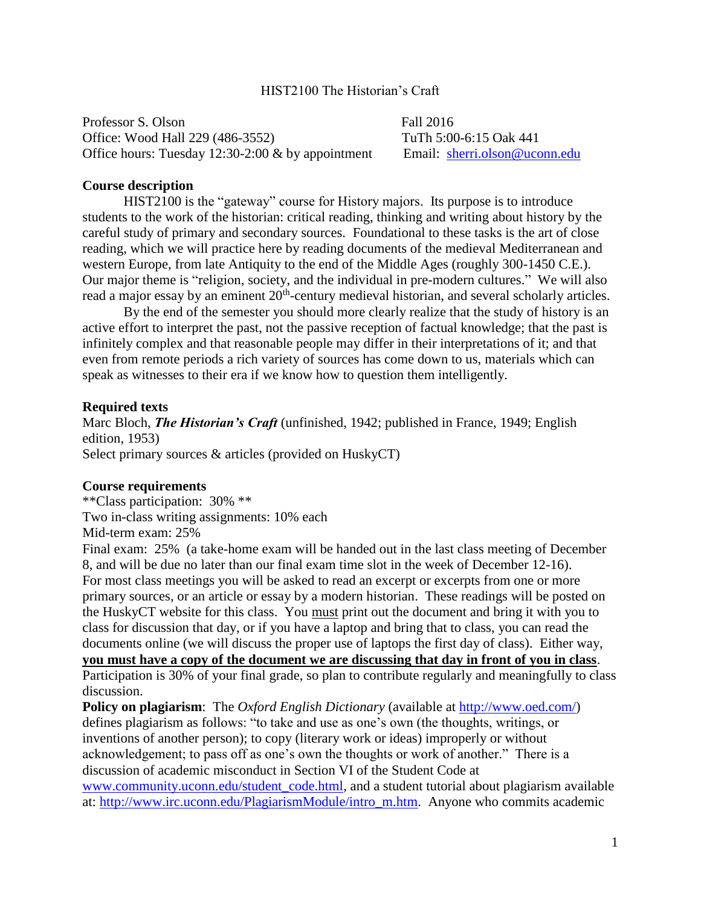# HIST2100 The Historian's Craft

Professor S. Olson
Office: Wood Hall 229 (486-3552)
Office hours: Tuesday 12:30-2:00 & by appointment

Fall 2016
TuTh 5:00-6:15 Oak 441
Email: sherri.olson@uconn.edu

**Course description**

HIST2100 is the "gateway" course for History majors. Its purpose is to introduce students to the work of the historian: critical reading, thinking and writing about history by the careful study of primary and secondary sources. Foundational to these tasks is the art of close reading, which we will practice here by reading documents of the medieval Mediterranean and western Europe, from late Antiquity to the end of the Middle Ages (roughly 300-1450 C.E.). Our major theme is "religion, society, and the individual in pre-modern cultures." We will also read a major essay by an eminent 20th-century medieval historian, and several scholarly articles.

By the end of the semester you should more clearly realize that the study of history is an active effort to interpret the past, not the passive reception of factual knowledge; that the past is infinitely complex and that reasonable people may differ in their interpretations of it; and that even from remote periods a rich variety of sources has come down to us, materials which can speak as witnesses to their era if we know how to question them intelligently.

**Required texts**

Marc Bloch, ***The Historian's Craft*** (unfinished, 1942; published in France, 1949; English edition, 1953)
Select primary sources & articles (provided on HuskyCT)

**Course requirements**

**Class participation: 30%**
Two in-class writing assignments: 10% each
Mid-term exam: 25%
Final exam: 25% (a take-home exam will be handed out in the last class meeting of December 8, and will be due no later than our final exam time slot in the week of December 12-16).

For most class meetings you will be asked to read an excerpt or excerpts from one or more primary sources, or an article or essay by a modern historian. These readings will be posted on the HuskyCT website for this class. You <u>must</u> print out the document and bring it with you to class for discussion that day, or if you have a laptop and bring that to class, you can read the documents online (we will discuss the proper use of laptops the first day of class). Either way, <u>**you must have a copy of the document we are discussing that day in front of you in class**</u>. Participation is 30% of your final grade, so plan to contribute regularly and meaningfully to class discussion.

**Policy on plagiarism**: The *Oxford English Dictionary* (available at http://www.oed.com/) defines plagiarism as follows: "to take and use as one's own (the thoughts, writings, or inventions of another person); to copy (literary work or ideas) improperly or without acknowledgement; to pass off as one's own the thoughts or work of another." There is a discussion of academic misconduct in Section VI of the Student Code at www.community.uconn.edu/student_code.html, and a student tutorial about plagiarism available at: http://www.irc.uconn.edu/PlagiarismModule/intro_m.htm. Anyone who commits academic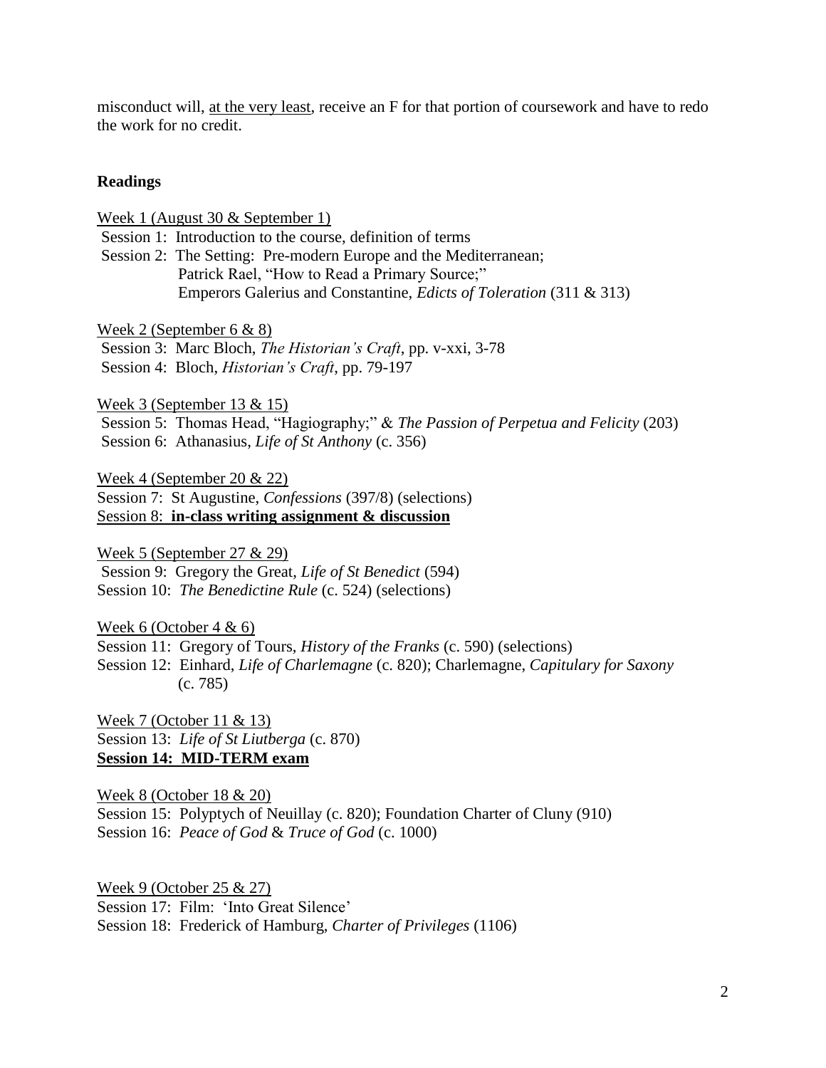misconduct will, <u>at the very least</u>, receive an F for that portion of coursework and have to redo the work for no credit.

**Readings**

<u>Week 1 (August 30 & September 1)</u>
Session 1: Introduction to the course, definition of terms
Session 2: The Setting: Pre-modern Europe and the Mediterranean;
Patrick Rael, "How to Read a Primary Source;"
Emperors Galerius and Constantine, *Edicts of Toleration* (311 & 313)

<u>Week 2 (September 6 & 8)</u>
Session 3: Marc Bloch, *The Historian's Craft*, pp. v-xxi, 3-78
Session 4: Bloch, *Historian's Craft*, pp. 79-197

<u>Week 3 (September 13 & 15)</u>
Session 5: Thomas Head, "Hagiography;" & *The Passion of Perpetua and Felicity* (203)
Session 6: Athanasius, *Life of St Anthony* (c. 356)

<u>Week 4 (September 20 & 22)</u>
Session 7: St Augustine, *Confessions* (397/8) (selections)
<u>Session 8: **in-class writing assignment & discussion**</u>

<u>Week 5 (September 27 & 29)</u>
Session 9: Gregory the Great, *Life of St Benedict* (594)
Session 10: *The Benedictine Rule* (c. 524) (selections)

<u>Week 6 (October 4 & 6)</u>
Session 11: Gregory of Tours, *History of the Franks* (c. 590) (selections)
Session 12: Einhard, *Life of Charlemagne* (c. 820); Charlemagne, *Capitulary for Saxony* (c. 785)

<u>Week 7 (October 11 & 13)</u>
Session 13: *Life of St Liutberga* (c. 870)
<u>**Session 14: MID-TERM exam**</u>

<u>Week 8 (October 18 & 20)</u>
Session 15: Polyptych of Neuillay (c. 820); Foundation Charter of Cluny (910)
Session 16: *Peace of God* & *Truce of God* (c. 1000)

<u>Week 9 (October 25 & 27)</u>
Session 17: Film: 'Into Great Silence'
Session 18: Frederick of Hamburg, *Charter of Privileges* (1106)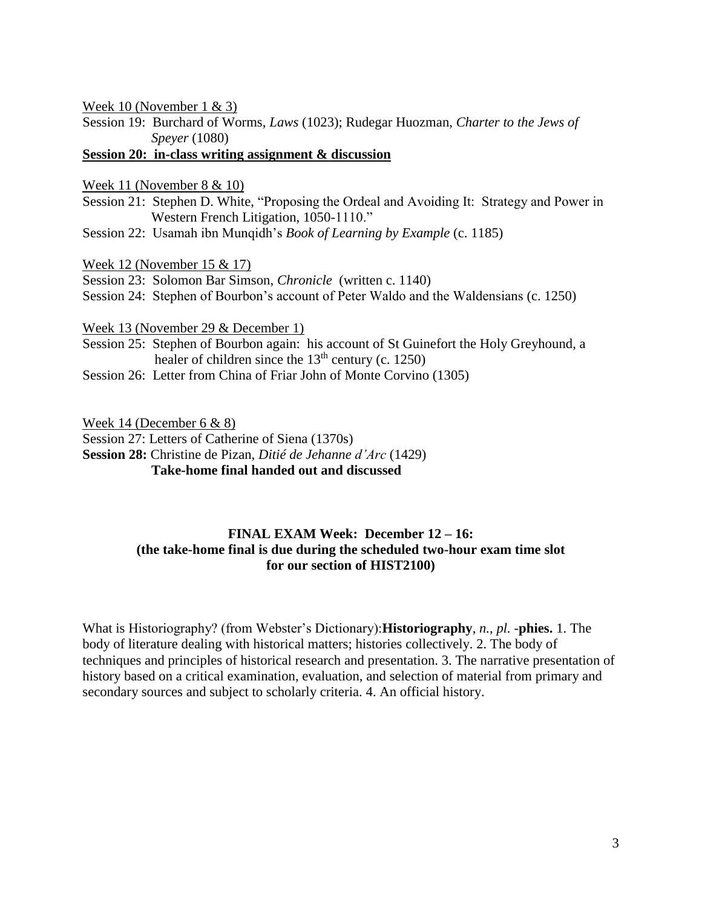Week 10 (November 1 & 3)

Session 19: Burchard of Worms, *Laws* (1023); Rudegar Huozman, *Charter to the Jews of Speyer* (1080)

**Session 20: in-class writing assignment & discussion**

Week 11 (November 8 & 10)

Session 21: Stephen D. White, "Proposing the Ordeal and Avoiding It: Strategy and Power in Western French Litigation, 1050-1110."

Session 22: Usamah ibn Munqidh's *Book of Learning by Example* (c. 1185)

Week 12 (November 15 & 17)

Session 23: Solomon Bar Simson, *Chronicle* (written c. 1140)

Session 24: Stephen of Bourbon's account of Peter Waldo and the Waldensians (c. 1250)

Week 13 (November 29 & December 1)

Session 25: Stephen of Bourbon again: his account of St Guinefort the Holy Greyhound, a healer of children since the 13th century (c. 1250)

Session 26: Letter from China of Friar John of Monte Corvino (1305)

Week 14 (December 6 & 8)

Session 27: Letters of Catherine of Siena (1370s)

**Session 28:** Christine de Pizan, *Ditié de Jehanne d'Arc* (1429)
**Take-home final handed out and discussed**

**FINAL EXAM Week: December 12 – 16:**
**(the take-home final is due during the scheduled two-hour exam time slot for our section of HIST2100)**

What is Historiography? (from Webster's Dictionary):**Historiography**, *n., pl.* **-phies.** 1. The body of literature dealing with historical matters; histories collectively. 2. The body of techniques and principles of historical research and presentation. 3. The narrative presentation of history based on a critical examination, evaluation, and selection of material from primary and secondary sources and subject to scholarly criteria. 4. An official history.